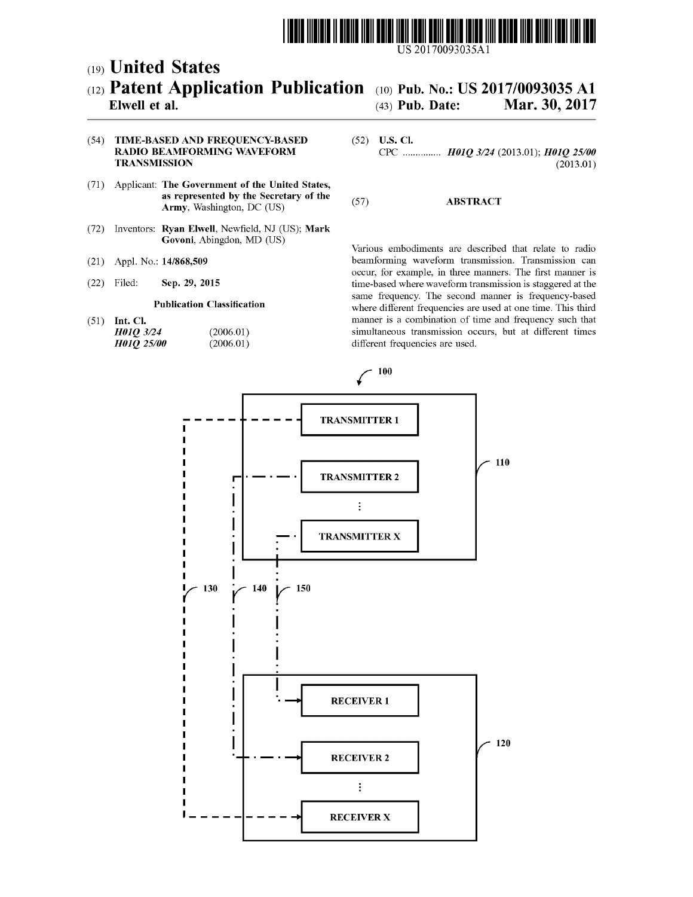US 20170093035A1

(19) **United States**

(12) **Patent Application Publication** (10) **Pub. No.: US 2017/0093035 A1**

**Elwell et al.** (43) **Pub. Date: Mar. 30, 2017**

(54) **TIME-BASED AND FREQUENCY-BASED RADIO BEAMFORMING WAVEFORM TRANSMISSION**

(71) Applicant: **The Government of the United States, as represented by the Secretary of the Army**, Washington, DC (US)

(72) Inventors: **Ryan Elwell**, Newfield, NJ (US); **Mark Govoni**, Abingdon, MD (US)

(21) Appl. No.: **14/868,509**

(22) Filed: **Sep. 29, 2015**

**Publication Classification**

(51) **Int. Cl.**
***H01Q 3/24*** (2006.01)
***H01Q 25/00*** (2006.01)

(52) **U.S. Cl.**
CPC ............... ***H01Q 3/24*** (2013.01); ***H01Q 25/00*** (2013.01)

(57) **ABSTRACT**

Various embodiments are described that relate to radio beamforming waveform transmission. Transmission can occur, for example, in three manners. The first manner is time-based where waveform transmission is staggered at the same frequency. The second manner is frequency-based where different frequencies are used at one time. This third manner is a combination of time and frequency such that simultaneous transmission occurs, but at different times different frequencies are used.

100

TRANSMITTER 1

TRANSMITTER 2

TRANSMITTER X

110

130

140

150

RECEIVER 1

RECEIVER 2

RECEIVER X

120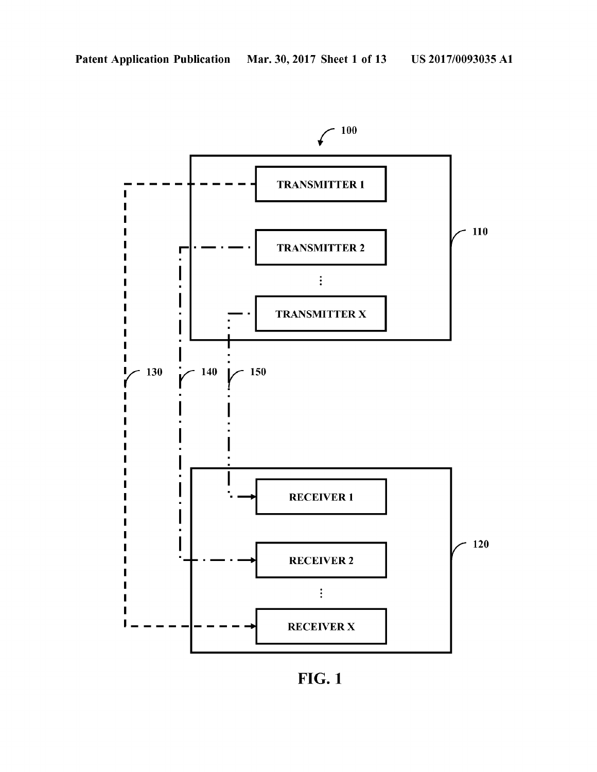100

TRANSMITTER 1

TRANSMITTER 2

⋮

TRANSMITTER X

110

130

140

150

RECEIVER 1

RECEIVER 2

⋮

RECEIVER X

120

FIG. 1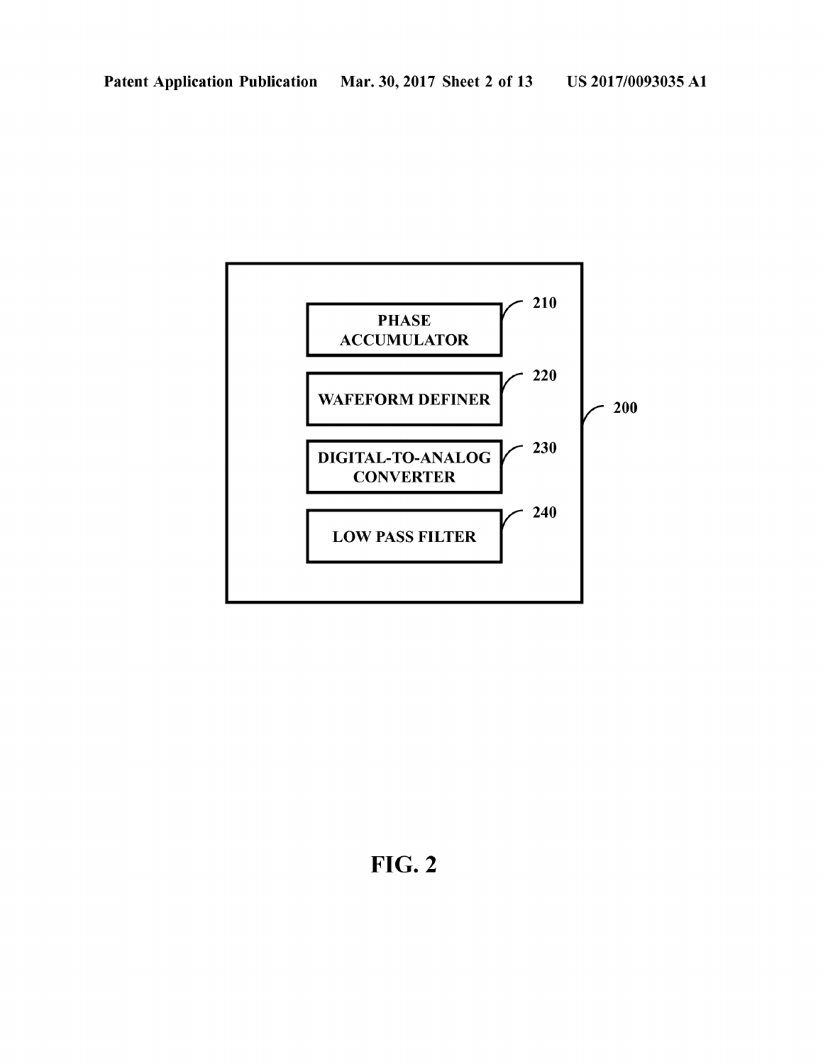PHASE ACCUMULATOR

210

WAFEFORM DEFINER

220

DIGITAL-TO-ANALOG CONVERTER

230

LOW PASS FILTER

240

200

FIG. 2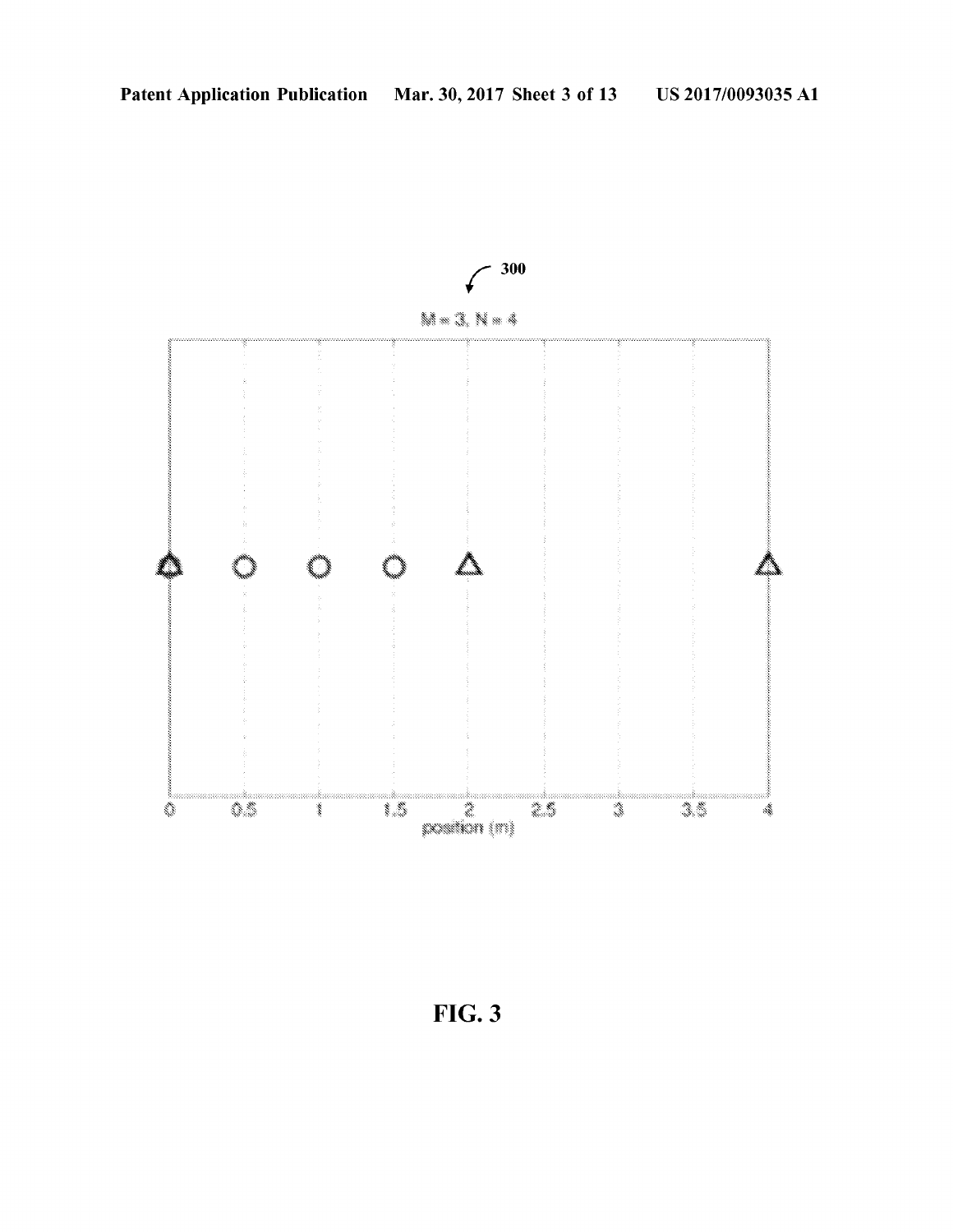300

M = 3, N = 4

0
0.5
1
1.5
2
2.5
3
3.5
4

position (m)

**FIG. 3**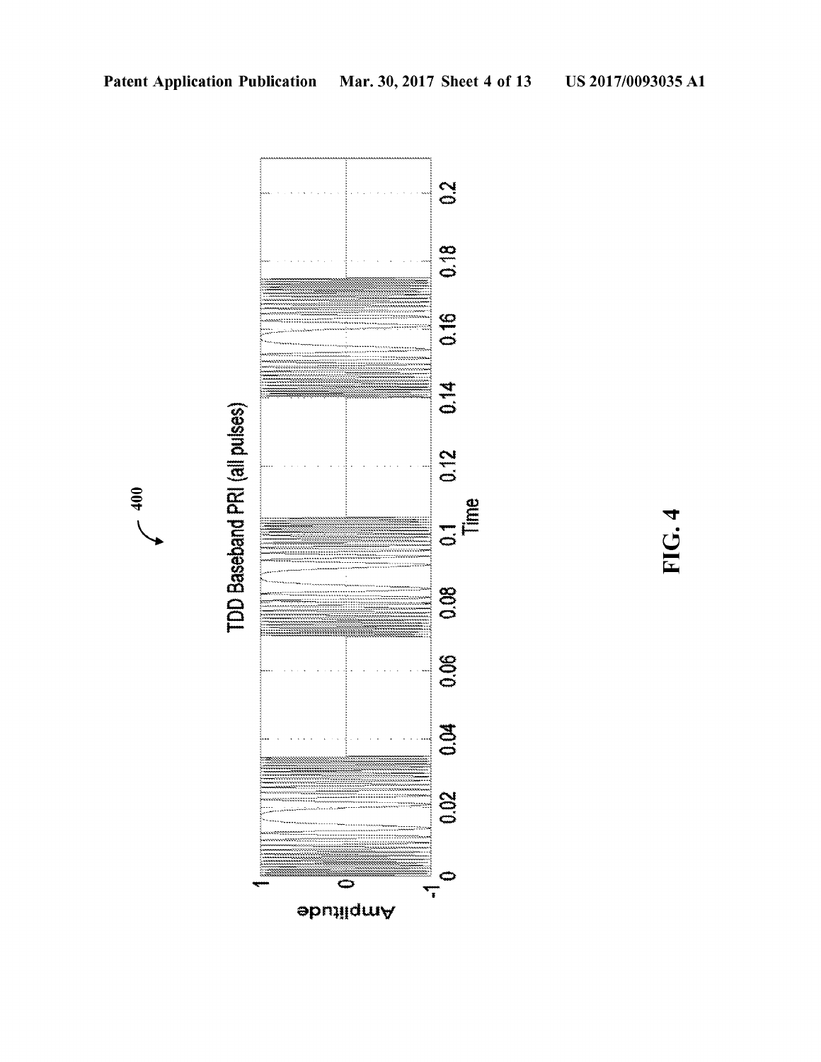400

TDD Baseband PRI (all pulses)

Amplitude

1

0

-1

0

0.02

0.04

0.06

0.08

0.1

0.12

0.14

0.16

0.18

0.2

Time

FIG. 4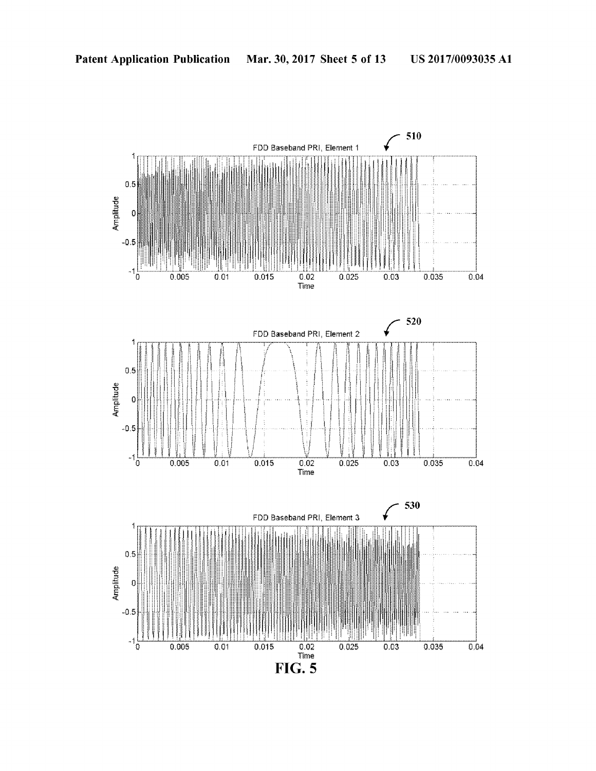510

FDD Baseband PRI, Element 1

Amplitude

1
0.5
0
-0.5
-1

0
0.005
0.01
0.015
0.02
0.025
0.03
0.035
0.04

Time

520

FDD Baseband PRI, Element 2

Amplitude

1
0.5
0
-0.5
-1

0
0.005
0.01
0.015
0.02
0.025
0.03
0.035
0.04

Time

530

FDD Baseband PRI, Element 3

Amplitude

1
0.5
0
-0.5
-1

0
0.005
0.01
0.015
0.02
0.025
0.03
0.035
0.04

Time

**FIG. 5**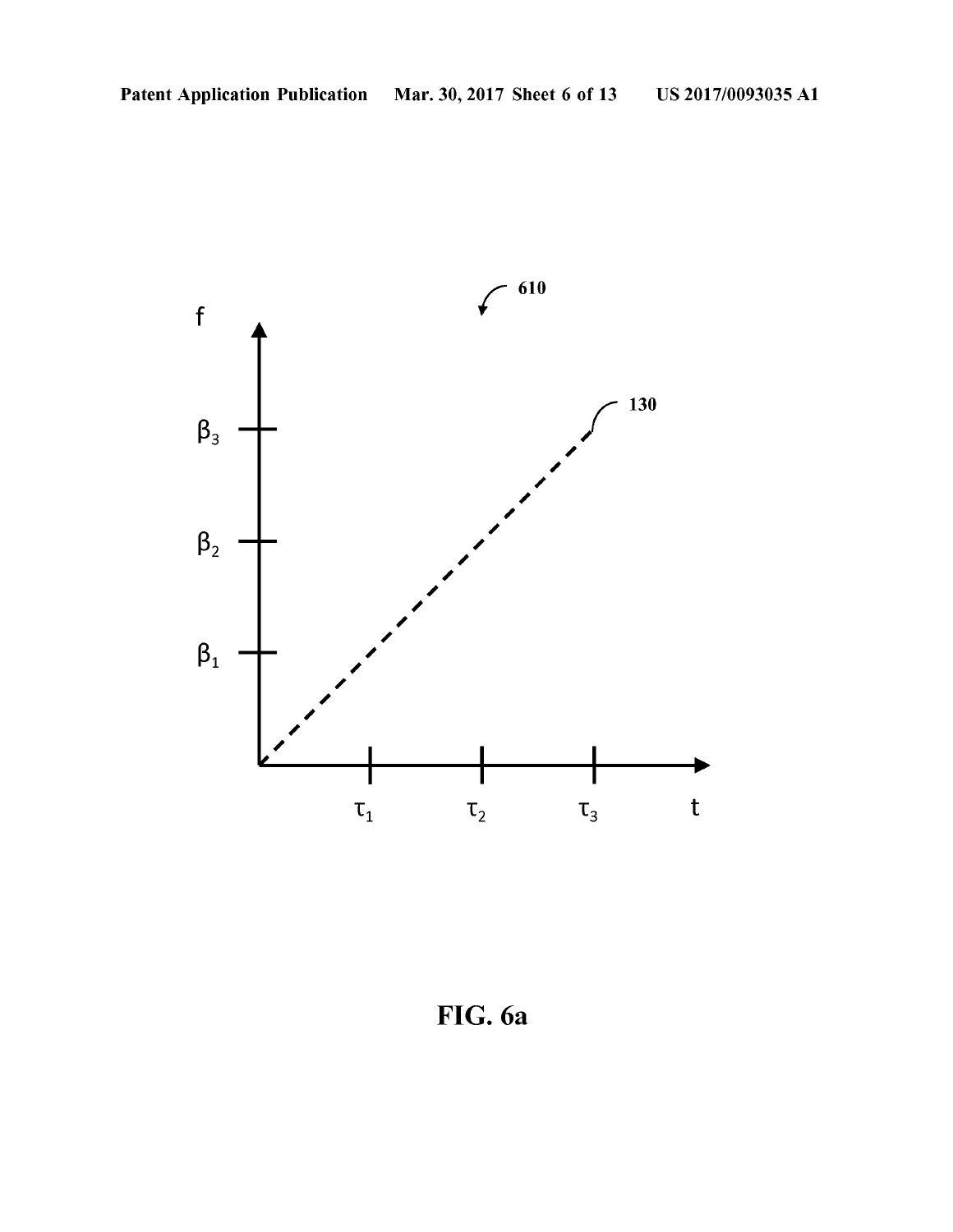610

f

$\beta_3$

$\beta_2$

$\beta_1$

130

$\tau_1$

$\tau_2$

$\tau_3$

t

FIG. 6a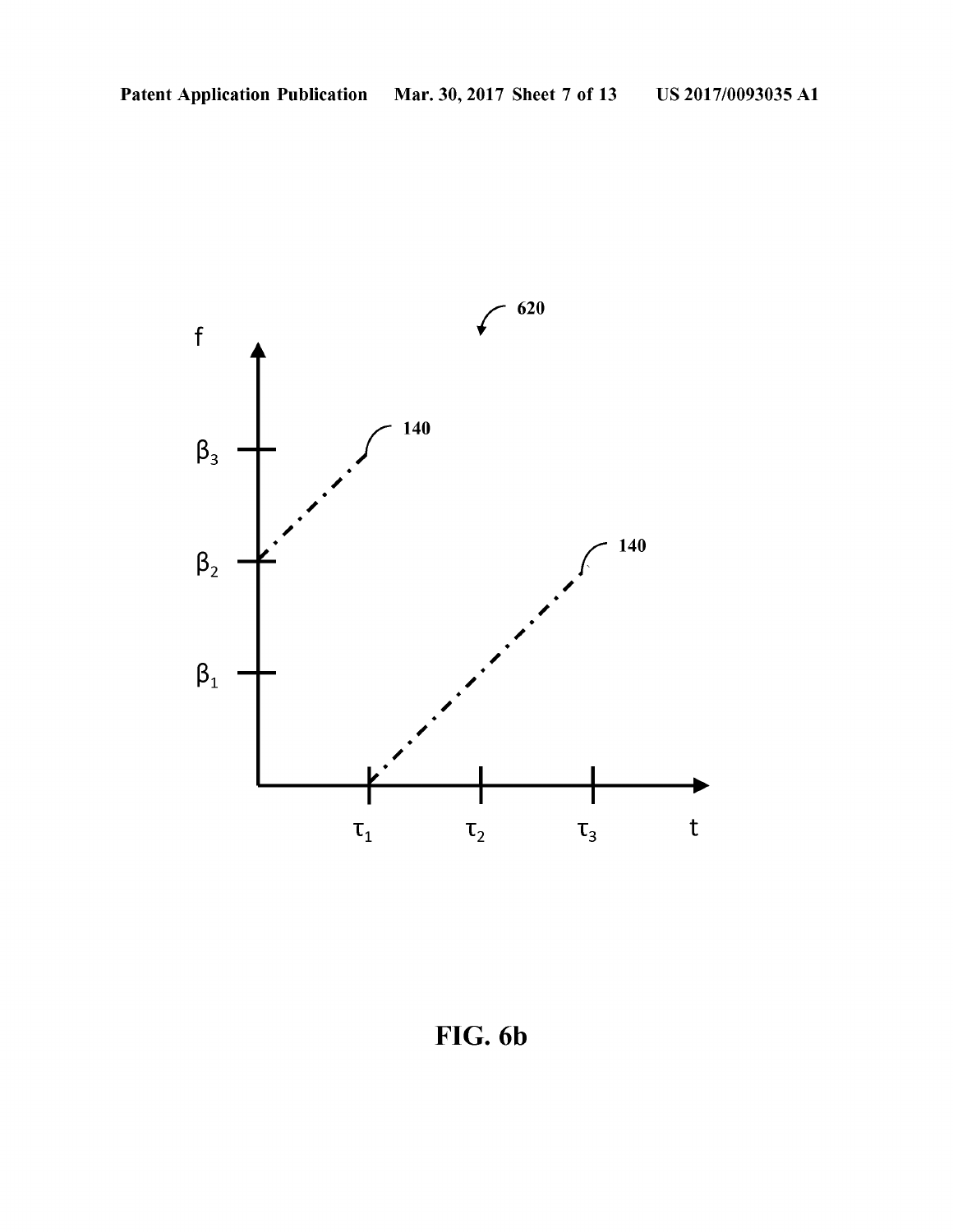620

f

$\beta_3$

$\beta_2$

$\beta_1$

140

140

$\tau_1$

$\tau_2$

$\tau_3$

t

FIG. 6b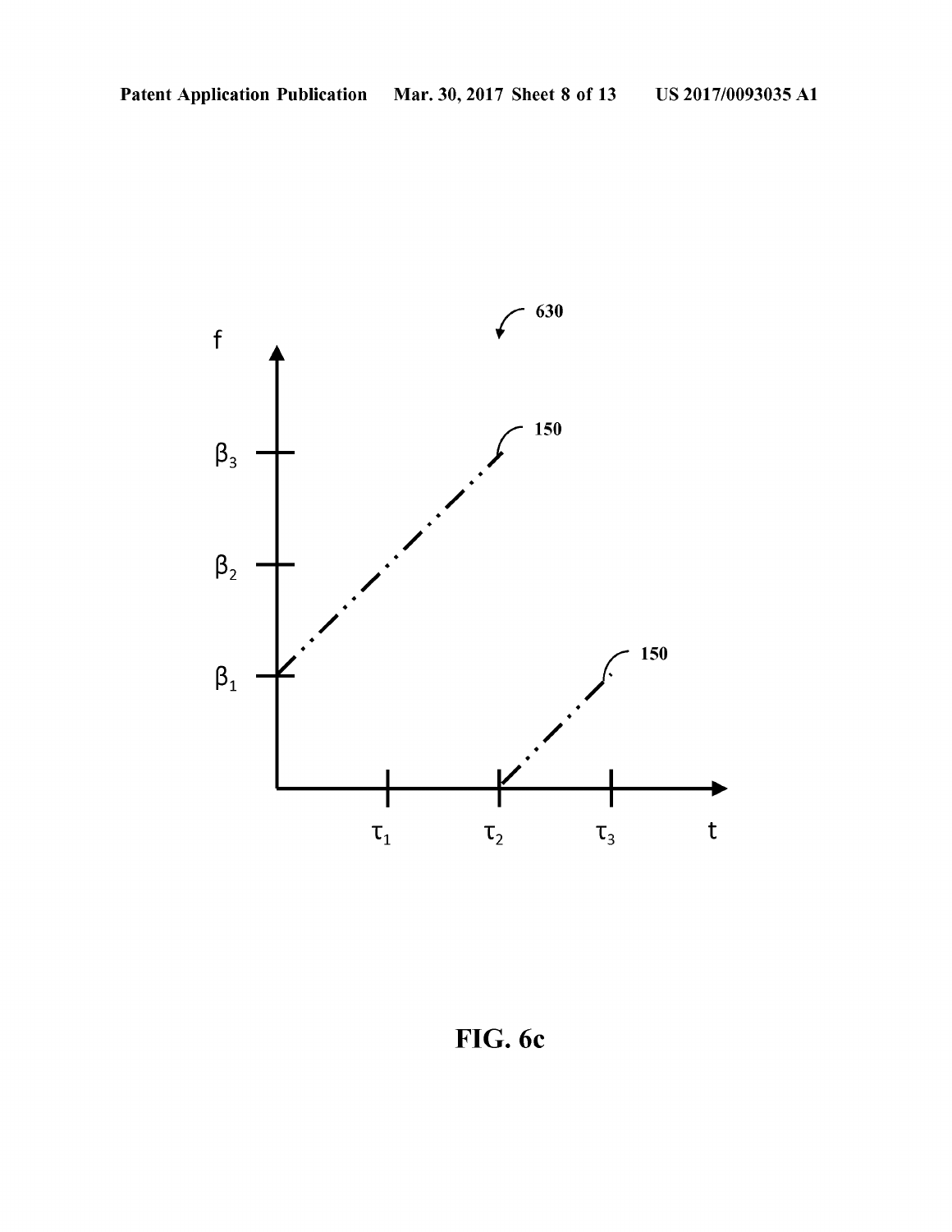630

f

$\beta_3$

$\beta_2$

$\beta_1$

150

150

$\tau_1$

$\tau_2$

$\tau_3$

t

**FIG. 6c**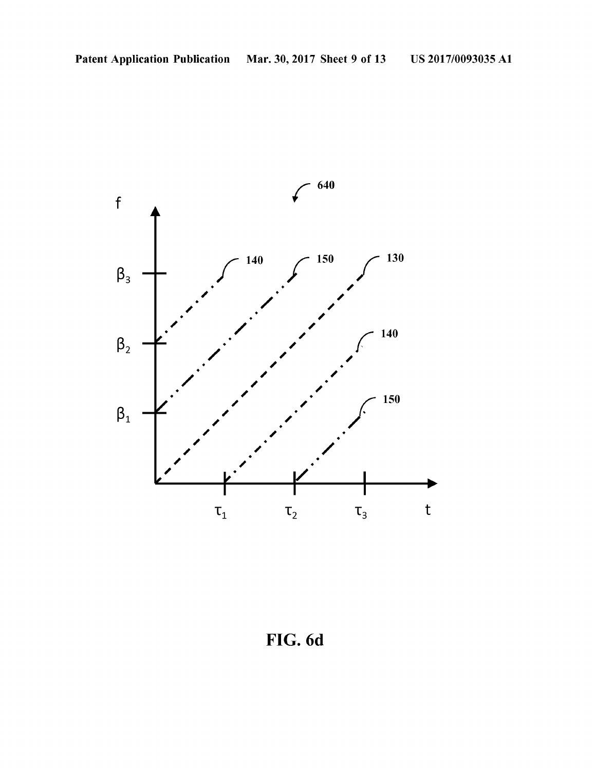640

f

$\beta_3$

$\beta_2$

$\beta_1$

140

150

130

140

150

$\tau_1$

$\tau_2$

$\tau_3$

t

**FIG. 6d**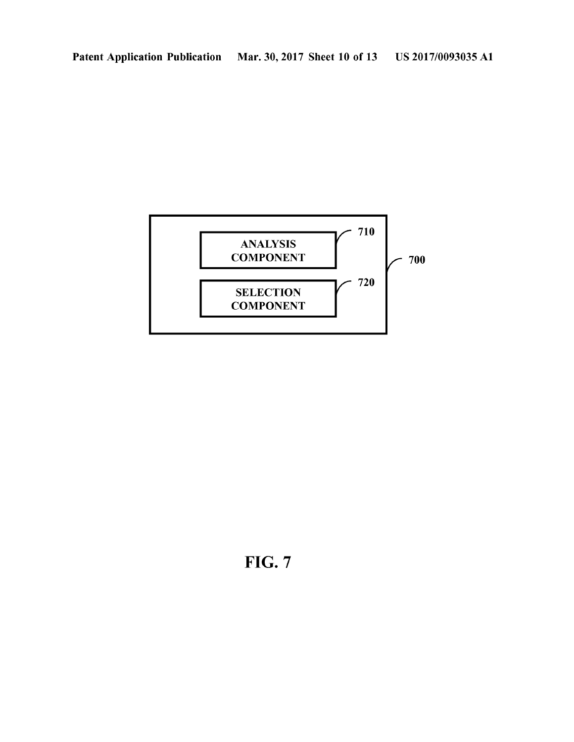ANALYSIS COMPONENT

710

SELECTION COMPONENT

720

700

FIG. 7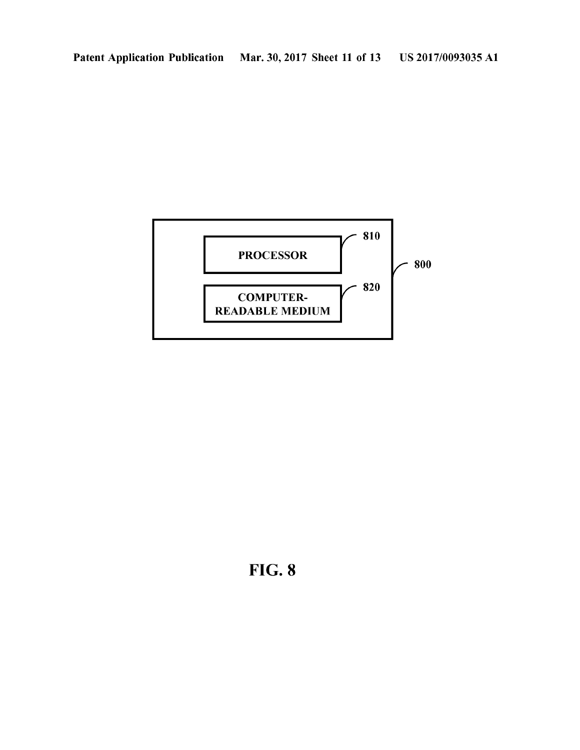PROCESSOR

810

COMPUTER-READABLE MEDIUM

820

800

FIG. 8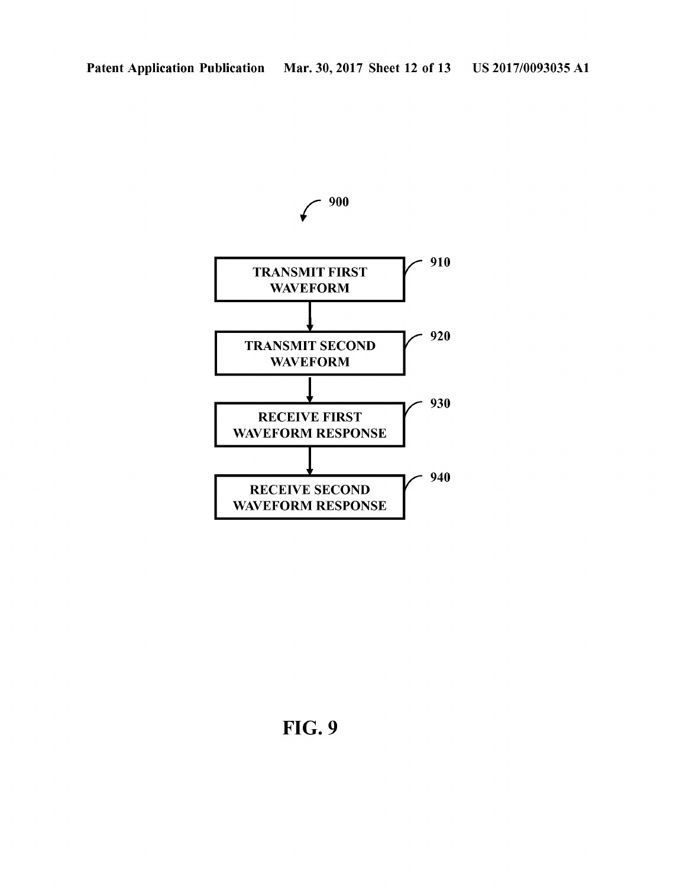900

TRANSMIT FIRST WAVEFORM — 910

TRANSMIT SECOND WAVEFORM — 920

RECEIVE FIRST WAVEFORM RESPONSE — 930

RECEIVE SECOND WAVEFORM RESPONSE — 940

**FIG. 9**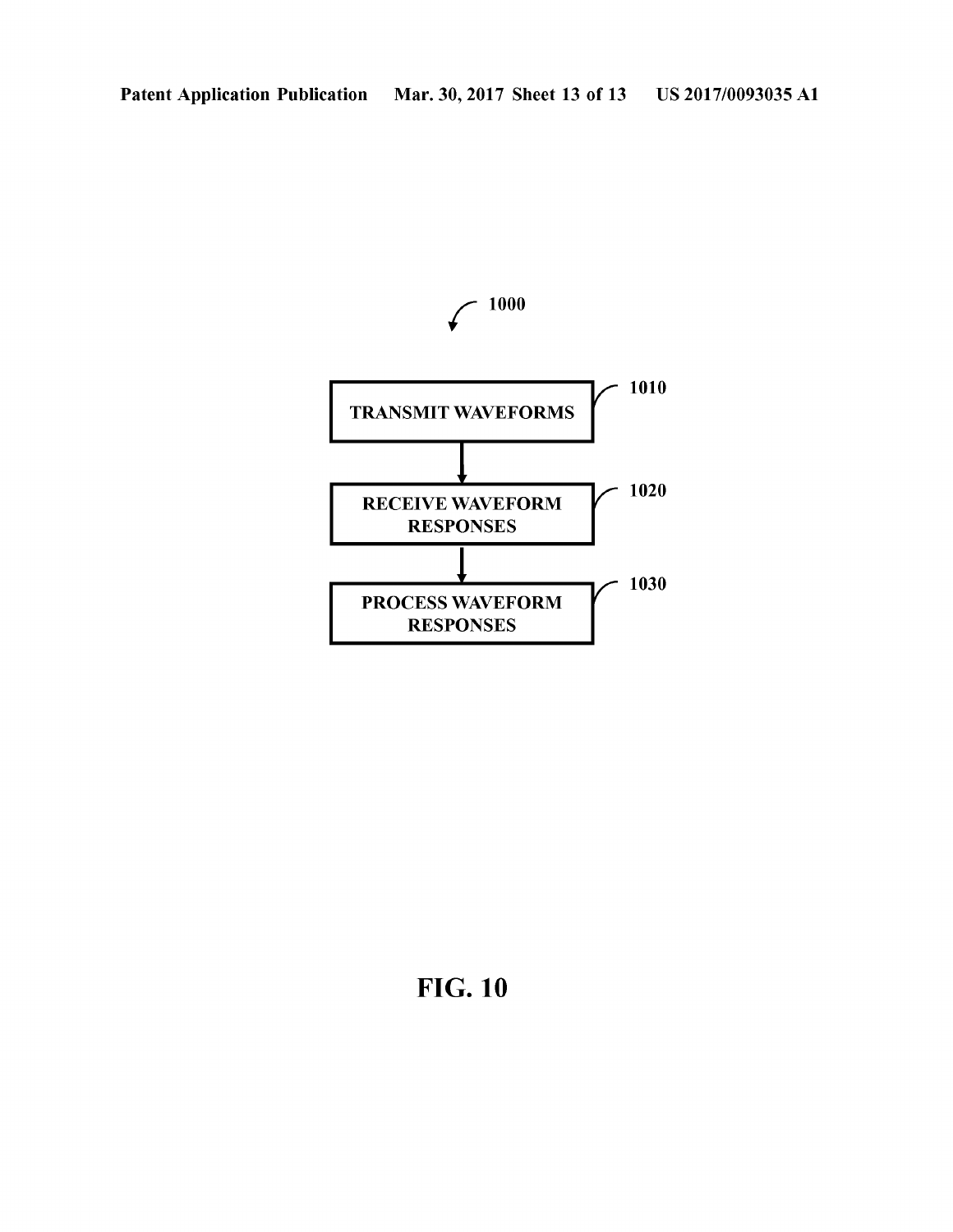1000

TRANSMIT WAVEFORMS

1010

RECEIVE WAVEFORM RESPONSES

1020

PROCESS WAVEFORM RESPONSES

1030

FIG. 10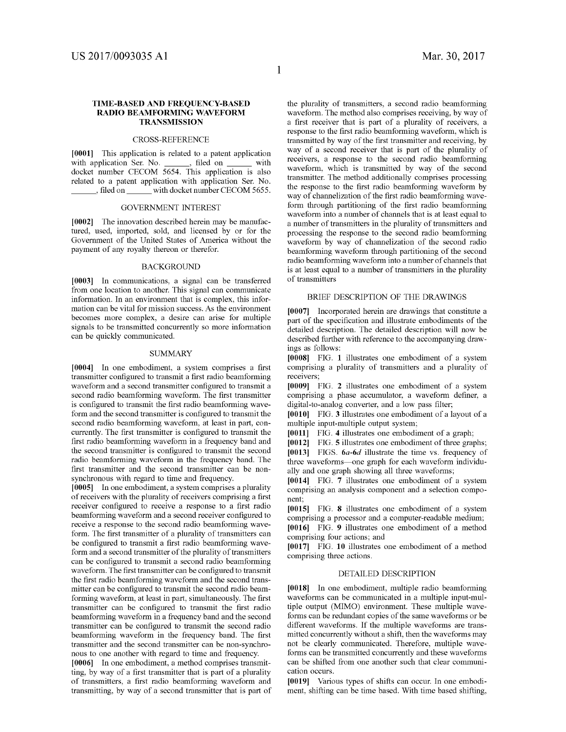# TIME-BASED AND FREQUENCY-BASED RADIO BEAMFORMING WAVEFORM TRANSMISSION

## CROSS-REFERENCE

**[0001]** This application is related to a patent application with application Ser. No. ______, filed on ______ with docket number CECOM 5654. This application is also related to a patent application with application Ser. No. ______, filed on ______ with docket number CECOM 5655.

## GOVERNMENT INTEREST

**[0002]** The innovation described herein may be manufactured, used, imported, sold, and licensed by or for the Government of the United States of America without the payment of any royalty thereon or therefor.

## BACKGROUND

**[0003]** In communications, a signal can be transferred from one location to another. This signal can communicate information. In an environment that is complex, this information can be vital for mission success. As the environment becomes more complex, a desire can arise for multiple signals to be transmitted concurrently so more information can be quickly communicated.

## SUMMARY

**[0004]** In one embodiment, a system comprises a first transmitter configured to transmit a first radio beamforming waveform and a second transmitter configured to transmit a second radio beamforming waveform. The first transmitter is configured to transmit the first radio beamforming waveform and the second transmitter is configured to transmit the second radio beamforming waveform, at least in part, concurrently. The first transmitter is configured to transmit the first radio beamforming waveform in a frequency band and the second transmitter is configured to transmit the second radio beamforming waveform in the frequency band. The first transmitter and the second transmitter can be non-synchronous with regard to time and frequency.

**[0005]** In one embodiment, a system comprises a plurality of receivers with the plurality of receivers comprising a first receiver configured to receive a response to a first radio beamforming waveform and a second receiver configured to receive a response to the second radio beamforming waveform. The first transmitter of a plurality of transmitters can be configured to transmit a first radio beamforming waveform and a second transmitter of the plurality of transmitters can be configured to transmit a second radio beamforming waveform. The first transmitter can be configured to transmit the first radio beamforming waveform and the second transmitter can be configured to transmit the second radio beamforming waveform, at least in part, simultaneously. The first transmitter can be configured to transmit the first radio beamforming waveform in a frequency band and the second transmitter can be configured to transmit the second radio beamforming waveform in the frequency band. The first transmitter and the second transmitter can be non-synchronous to one another with regard to time and frequency.

**[0006]** In one embodiment, a method comprises transmitting, by way of a first transmitter that is part of a plurality of transmitters, a first radio beamforming waveform and transmitting, by way of a second transmitter that is part of the plurality of transmitters, a second radio beamforming waveform. The method also comprises receiving, by way of a first receiver that is part of a plurality of receivers, a response to the first radio beamforming waveform, which is transmitted by way of the first transmitter and receiving, by way of a second receiver that is part of the plurality of receivers, a response to the second radio beamforming waveform, which is transmitted by way of the second transmitter. The method additionally comprises processing the response to the first radio beamforming waveform by way of channelization of the first radio beamforming waveform through partitioning of the first radio beamforming waveform into a number of channels that is at least equal to a number of transmitters in the plurality of transmitters and processing the response to the second radio beamforming waveform by way of channelization of the second radio beamforming waveform through partitioning of the second radio beamforming waveform into a number of channels that is at least equal to a number of transmitters in the plurality of transmitters

## BRIEF DESCRIPTION OF THE DRAWINGS

**[0007]** Incorporated herein are drawings that constitute a part of the specification and illustrate embodiments of the detailed description. The detailed description will now be described further with reference to the accompanying drawings as follows:

**[0008]** FIG. **1** illustrates one embodiment of a system comprising a plurality of transmitters and a plurality of receivers;

**[0009]** FIG. **2** illustrates one embodiment of a system comprising a phase accumulator, a waveform definer, a digital-to-analog converter, and a low pass filter;

**[0010]** FIG. **3** illustrates one embodiment of a layout of a multiple input-multiple output system;

**[0011]** FIG. **4** illustrates one embodiment of a graph;

**[0012]** FIG. **5** illustrates one embodiment of three graphs;

**[0013]** FIGS. **6***a*-**6***d* illustrate the time vs. frequency of three waveforms—one graph for each waveform individually and one graph showing all three waveforms;

**[0014]** FIG. **7** illustrates one embodiment of a system comprising an analysis component and a selection component;

**[0015]** FIG. **8** illustrates one embodiment of a system comprising a processor and a computer-readable medium;

**[0016]** FIG. **9** illustrates one embodiment of a method comprising four actions; and

**[0017]** FIG. **10** illustrates one embodiment of a method comprising three actions.

## DETAILED DESCRIPTION

**[0018]** In one embodiment, multiple radio beamforming waveforms can be communicated in a multiple input-multiple output (MIMO) environment. These multiple waveforms can be redundant copies of the same waveforms or be different waveforms. If the multiple waveforms are transmitted concurrently without a shift, then the waveforms may not be clearly communicated. Therefore, multiple waveforms can be transmitted concurrently and these waveforms can be shifted from one another such that clear communication occurs.

**[0019]** Various types of shifts can occur. In one embodiment, shifting can be time based. With time based shifting,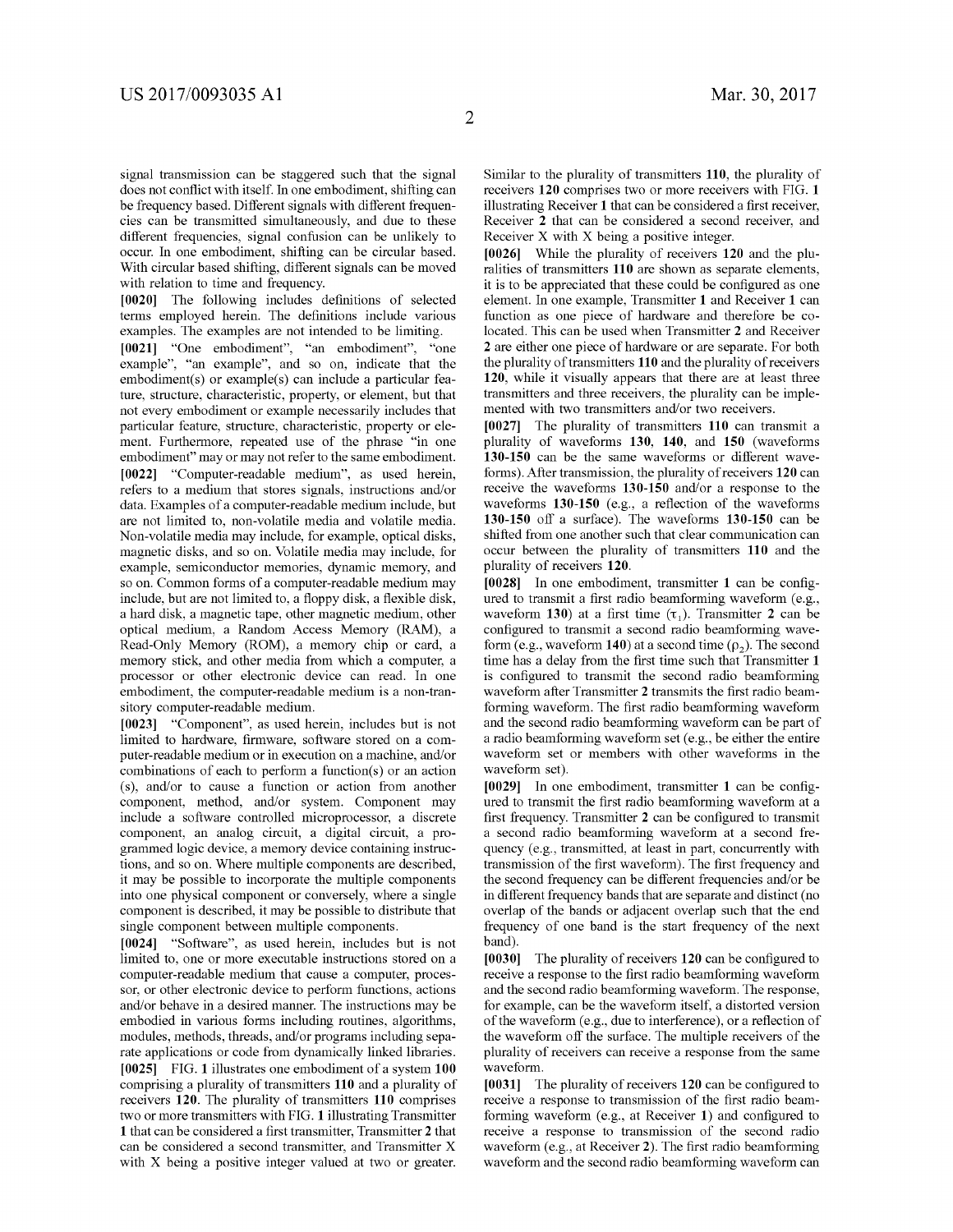signal transmission can be staggered such that the signal does not conflict with itself. In one embodiment, shifting can be frequency based. Different signals with different frequencies can be transmitted simultaneously, and due to these different frequencies, signal confusion can be unlikely to occur. In one embodiment, shifting can be circular based. With circular based shifting, different signals can be moved with relation to time and frequency.

**[0020]** The following includes definitions of selected terms employed herein. The definitions include various examples. The examples are not intended to be limiting.

**[0021]** "One embodiment", "an embodiment", "one example", "an example", and so on, indicate that the embodiment(s) or example(s) can include a particular feature, structure, characteristic, property, or element, but that not every embodiment or example necessarily includes that particular feature, structure, characteristic, property or element. Furthermore, repeated use of the phrase "in one embodiment" may or may not refer to the same embodiment.

**[0022]** "Computer-readable medium", as used herein, refers to a medium that stores signals, instructions and/or data. Examples of a computer-readable medium include, but are not limited to, non-volatile media and volatile media. Non-volatile media may include, for example, optical disks, magnetic disks, and so on. Volatile media may include, for example, semiconductor memories, dynamic memory, and so on. Common forms of a computer-readable medium may include, but are not limited to, a floppy disk, a flexible disk, a hard disk, a magnetic tape, other magnetic medium, other optical medium, a Random Access Memory (RAM), a Read-Only Memory (ROM), a memory chip or card, a memory stick, and other media from which a computer, a processor or other electronic device can read. In one embodiment, the computer-readable medium is a non-transitory computer-readable medium.

**[0023]** "Component", as used herein, includes but is not limited to hardware, firmware, software stored on a computer-readable medium or in execution on a machine, and/or combinations of each to perform a function(s) or an action (s), and/or to cause a function or action from another component, method, and/or system. Component may include a software controlled microprocessor, a discrete component, an analog circuit, a digital circuit, a programmed logic device, a memory device containing instructions, and so on. Where multiple components are described, it may be possible to incorporate the multiple components into one physical component or conversely, where a single component is described, it may be possible to distribute that single component between multiple components.

**[0024]** "Software", as used herein, includes but is not limited to, one or more executable instructions stored on a computer-readable medium that cause a computer, processor, or other electronic device to perform functions, actions and/or behave in a desired manner. The instructions may be embodied in various forms including routines, algorithms, modules, methods, threads, and/or programs including separate applications or code from dynamically linked libraries.

**[0025]** FIG. **1** illustrates one embodiment of a system **100** comprising a plurality of transmitters **110** and a plurality of receivers **120**. The plurality of transmitters **110** comprises two or more transmitters with FIG. **1** illustrating Transmitter **1** that can be considered a first transmitter, Transmitter **2** that can be considered a second transmitter, and Transmitter X with X being a positive integer valued at two or greater. Similar to the plurality of transmitters **110**, the plurality of receivers **120** comprises two or more receivers with FIG. **1** illustrating Receiver **1** that can be considered a first receiver, Receiver **2** that can be considered a second receiver, and Receiver X with X being a positive integer.

**[0026]** While the plurality of receivers **120** and the pluralities of transmitters **110** are shown as separate elements, it is to be appreciated that these could be configured as one element. In one example, Transmitter **1** and Receiver **1** can function as one piece of hardware and therefore be co-located. This can be used when Transmitter **2** and Receiver **2** are either one piece of hardware or are separate. For both the plurality of transmitters **110** and the plurality of receivers **120**, while it visually appears that there are at least three transmitters and three receivers, the plurality can be implemented with two transmitters and/or two receivers.

**[0027]** The plurality of transmitters **110** can transmit a plurality of waveforms **130**, **140**, and **150** (waveforms **130-150** can be the same waveforms or different waveforms). After transmission, the plurality of receivers **120** can receive the waveforms **130-150** and/or a response to the waveforms **130-150** (e.g., a reflection of the waveforms **130-150** off a surface). The waveforms **130-150** can be shifted from one another such that clear communication can occur between the plurality of transmitters **110** and the plurality of receivers **120**.

**[0028]** In one embodiment, transmitter **1** can be configured to transmit a first radio beamforming waveform (e.g., waveform **130**) at a first time ($\tau_1$). Transmitter **2** can be configured to transmit a second radio beamforming waveform (e.g., waveform **140**) at a second time ($\rho_2$). The second time has a delay from the first time such that Transmitter **1** is configured to transmit the second radio beamforming waveform after Transmitter **2** transmits the first radio beamforming waveform. The first radio beamforming waveform and the second radio beamforming waveform can be part of a radio beamforming waveform set (e.g., be either the entire waveform set or members with other waveforms in the waveform set).

**[0029]** In one embodiment, transmitter **1** can be configured to transmit the first radio beamforming waveform at a first frequency. Transmitter **2** can be configured to transmit a second radio beamforming waveform at a second frequency (e.g., transmitted, at least in part, concurrently with transmission of the first waveform). The first frequency and the second frequency can be different frequencies and/or be in different frequency bands that are separate and distinct (no overlap of the bands or adjacent overlap such that the end frequency of one band is the start frequency of the next band).

**[0030]** The plurality of receivers **120** can be configured to receive a response to the first radio beamforming waveform and the second radio beamforming waveform. The response, for example, can be the waveform itself, a distorted version of the waveform (e.g., due to interference), or a reflection of the waveform off the surface. The multiple receivers of the plurality of receivers can receive a response from the same waveform.

**[0031]** The plurality of receivers **120** can be configured to receive a response to transmission of the first radio beamforming waveform (e.g., at Receiver **1**) and configured to receive a response to transmission of the second radio waveform (e.g., at Receiver **2**). The first radio beamforming waveform and the second radio beamforming waveform can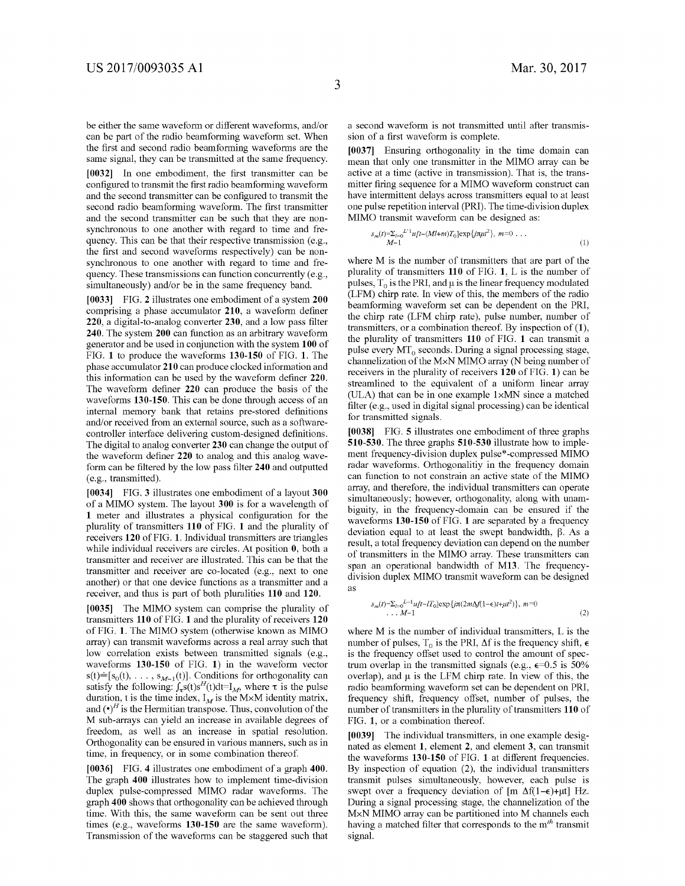be either the same waveform or different waveforms, and/or can be part of the radio beamforming waveform set. When the first and second radio beamforming waveforms are the same signal, they can be transmitted at the same frequency.

**[0032]** In one embodiment, the first transmitter can be configured to transmit the first radio beamforming waveform and the second transmitter can be configured to transmit the second radio beamforming waveform. The first transmitter and the second transmitter can be such that they are non-synchronous to one another with regard to time and frequency. This can be that their respective transmission (e.g., the first and second waveforms respectively) can be non-synchronous to one another with regard to time and frequency. These transmissions can function concurrently (e.g., simultaneously) and/or be in the same frequency band.

**[0033]** FIG. **2** illustrates one embodiment of a system **200** comprising a phase accumulator **210**, a waveform definer **220**, a digital-to-analog converter **230**, and a low pass filter **240**. The system **200** can function as an arbitrary waveform generator and be used in conjunction with the system **100** of FIG. **1** to produce the waveforms **130-150** of FIG. **1**. The phase accumulator **210** can produce clocked information and this information can be used by the waveform definer **220**. The waveform definer **220** can produce the basis of the waveforms **130-150**. This can be done through access of an internal memory bank that retains pre-stored definitions and/or received from an external source, such as a software-controller interface delivering custom-designed definitions. The digital to analog converter **230** can change the output of the waveform definer **220** to analog and this analog waveform can be filtered by the low pass filter **240** and outputted (e.g., transmitted).

**[0034]** FIG. **3** illustrates one embodiment of a layout **300** of a MIMO system. The layout **300** is for a wavelength of **1** meter and illustrates a physical configuration for the plurality of transmitters **110** of FIG. **1** and the plurality of receivers **120** of FIG. **1**. Individual transmitters are triangles while individual receivers are circles. At position **0**, both a transmitter and receiver are illustrated. This can be that the transmitter and receiver are co-located (e.g., next to one another) or that one device functions as a transmitter and a receiver, and thus is part of both pluralities **110** and **120**.

**[0035]** The MIMO system can comprise the plurality of transmitters **110** of FIG. **1** and the plurality of receivers **120** of FIG. **1**. The MIMO system (otherwise known as MIMO array) can transmit waveforms across a real array such that low correlation exists between transmitted signals (e.g., waveforms **130-150** of FIG. **1**) in the waveform vector $s(t) \doteq [s_0(t), \ldots, s_{M-1}(t)]$. Conditions for orthogonality can satisfy the following: $\int_\tau s(t)s^H(t)dt = I_M$, where $\tau$ is the pulse duration, t is the time index, $I_M$ is the M×M identity matrix, and $(\bullet)^H$ is the Hermitian transpose. Thus, convolution of the M sub-arrays can yield an increase in available degrees of freedom, as well as an increase in spatial resolution. Orthogonality can be ensured in various manners, such as in time, in frequency, or in some combination thereof.

**[0036]** FIG. **4** illustrates one embodiment of a graph **400**. The graph **400** illustrates how to implement time-division duplex pulse-compressed MIMO radar waveforms. The graph **400** shows that orthogonality can be achieved through time. With this, the same waveform can be sent out three times (e.g., waveforms **130-150** are the same waveform). Transmission of the waveforms can be staggered such that a second waveform is not transmitted until after transmission of a first waveform is complete.

**[0037]** Ensuring orthogonality in the time domain can mean that only one transmitter in the MIMO array can be active at a time (active in transmission). That is, the transmitter firing sequence for a MIMO waveform construct can have intermittent delays across transmitters equal to at least one pulse repetition interval (PRI). The time-division duplex MIMO transmit waveform can be designed as:

$$s_m(t) = \sum_{l=0}^{L-1} u[t-(Ml+m)T_0]\exp\{j\pi\mu t^2\},\ m=0 \ldots M-1 \tag{1}$$

where M is the number of transmitters that are part of the plurality of transmitters **110** of FIG. **1**, L is the number of pulses, $T_0$ is the PRI, and $\mu$ is the linear frequency modulated (LFM) chirp rate. In view of this, the members of the radio beamforming waveform set can be dependent on the PRI, the chirp rate (LFM chirp rate), pulse number, number of transmitters, or a combination thereof. By inspection of (**1**), the plurality of transmitters **110** of FIG. **1** can transmit a pulse every $MT_0$ seconds. During a signal processing stage, channelization of the M×N MIMO array (N being number of receivers in the plurality of receivers **120** of FIG. **1**) can be streamlined to the equivalent of a uniform linear array (ULA) that can be in one example 1×MN since a matched filter (e.g., used in digital signal processing) can be identical for transmitted signals.

**[0038]** FIG. **5** illustrates one embodiment of three graphs **510-530**. The three graphs **510-530** illustrate how to implement frequency-division duplex pulse*-compressed MIMO radar waveforms. Orthogonalitiy in the frequency domain can function to not constrain an active state of the MIMO array, and therefore, the individual transmitters can operate simultaneously; however, orthogonality, along with unambiguity, in the frequency-domain can be ensured if the waveforms **130-150** of FIG. **1** are separated by a frequency deviation equal to at least the swept bandwidth, β. As a result, a total frequency deviation can depend on the number of transmitters in the MIMO array. These transmitters can span an operational bandwidth of M13. The frequency-division duplex MIMO transmit waveform can be designed as

$$s_m(t) = \sum_{l=0}^{L-1} u[t-lT_0]\exp\{j\pi(2m\Delta f(1-\epsilon)t+\mu t^2)\},\ m=0 \ldots M-1 \tag{2}$$

where M is the number of individual transmitters, L is the number of pulses, $T_0$ is the PRI, $\Delta f$ is the frequency shift, $\epsilon$ is the frequency offset used to control the amount of spectrum overlap in the transmitted signals (e.g., $\epsilon$=0.5 is 50% overlap), and $\mu$ is the LFM chirp rate. In view of this, the radio beamforming waveform set can be dependent on PRI, frequency shift, frequency offset, number of pulses, the number of transmitters in the plurality of transmitters **110** of FIG. **1**, or a combination thereof.

**[0039]** The individual transmitters, in one example designated as element **1**, element **2**, and element **3**, can transmit the waveforms **130-150** of FIG. **1** at different frequencies. By inspection of equation (**2**), the individual transmitters transmit pulses simultaneously, however, each pulse is swept over a frequency deviation of $[m\ \Delta f(1-\epsilon)+\mu t]$ Hz. During a signal processing stage, the channelization of the M×N MIMO array can be partitioned into M channels each having a matched filter that corresponds to the $m^{th}$ transmit signal.